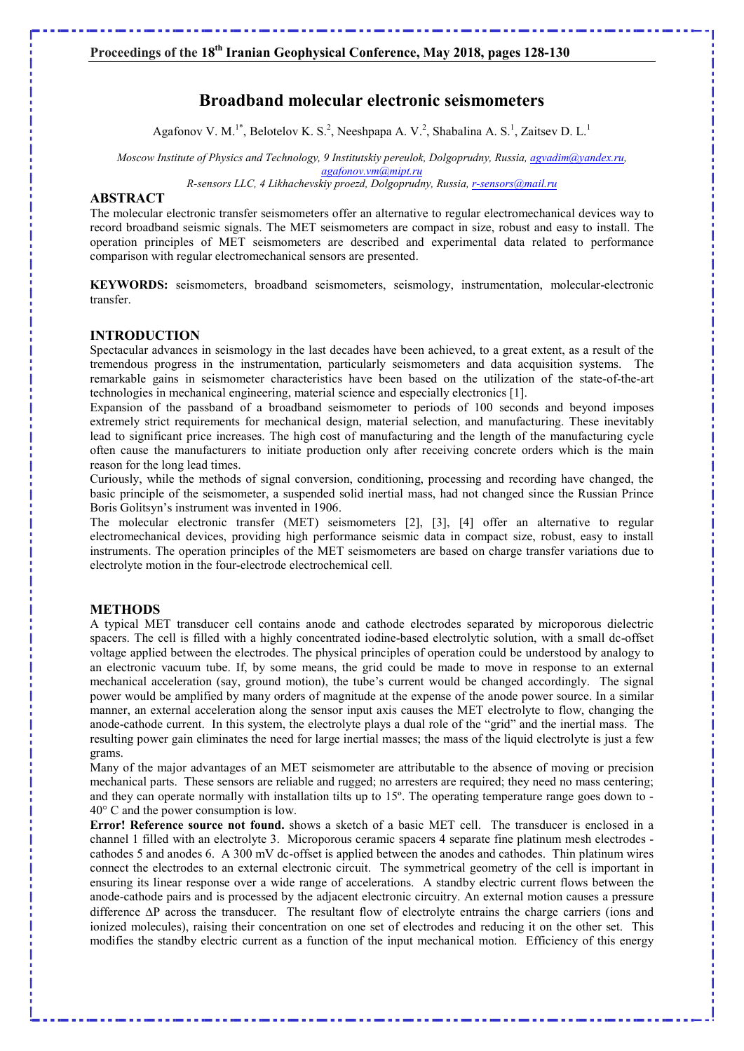# Broadband molecular electronic seismometers

Agafonov V. M.[1*], Belotelov K. S.[2], Neeshpapa A. V.[2], Shabalina A. S.[1], Zaitsev D. L.[1]

*Moscow Institute of Physics and Technology, 9 Institutskiy pereulok, Dolgoprudny, Russia, agvadim@yandex.ru, agafonov.vm@mipt.ru*

*R-sensors LLC, 4 Likhachevskiy proezd, Dolgoprudny, Russia, r-sensors@mail.ru*

## ABSTRACT

The molecular electronic transfer seismometers offer an alternative to regular electromechanical devices way to record broadband seismic signals. The MET seismometers are compact in size, robust and easy to install. The operation principles of MET seismometers are described and experimental data related to performance comparison with regular electromechanical sensors are presented.

**KEYWORDS:** seismometers, broadband seismometers, seismology, instrumentation, molecular-electronic transfer.

## INTRODUCTION

Spectacular advances in seismology in the last decades have been achieved, to a great extent, as a result of the tremendous progress in the instrumentation, particularly seismometers and data acquisition systems. The remarkable gains in seismometer characteristics have been based on the utilization of the state-of-the-art technologies in mechanical engineering, material science and especially electronics [1].

Expansion of the passband of a broadband seismometer to periods of 100 seconds and beyond imposes extremely strict requirements for mechanical design, material selection, and manufacturing. These inevitably lead to significant price increases. The high cost of manufacturing and the length of the manufacturing cycle often cause the manufacturers to initiate production only after receiving concrete orders which is the main reason for the long lead times.

Curiously, while the methods of signal conversion, conditioning, processing and recording have changed, the basic principle of the seismometer, a suspended solid inertial mass, had not changed since the Russian Prince Boris Golitsyn's instrument was invented in 1906.

The molecular electronic transfer (MET) seismometers [2], [3], [4] offer an alternative to regular electromechanical devices, providing high performance seismic data in compact size, robust, easy to install instruments. The operation principles of the MET seismometers are based on charge transfer variations due to electrolyte motion in the four-electrode electrochemical cell.

## METHODS

A typical MET transducer cell contains anode and cathode electrodes separated by microporous dielectric spacers. The cell is filled with a highly concentrated iodine-based electrolytic solution, with a small dc-offset voltage applied between the electrodes. The physical principles of operation could be understood by analogy to an electronic vacuum tube. If, by some means, the grid could be made to move in response to an external mechanical acceleration (say, ground motion), the tube's current would be changed accordingly. The signal power would be amplified by many orders of magnitude at the expense of the anode power source. In a similar manner, an external acceleration along the sensor input axis causes the MET electrolyte to flow, changing the anode-cathode current. In this system, the electrolyte plays a dual role of the "grid" and the inertial mass. The resulting power gain eliminates the need for large inertial masses; the mass of the liquid electrolyte is just a few grams.

Many of the major advantages of an MET seismometer are attributable to the absence of moving or precision mechanical parts. These sensors are reliable and rugged; no arresters are required; they need no mass centering; and they can operate normally with installation tilts up to 15º. The operating temperature range goes down to -40° C and the power consumption is low.

**Error! Reference source not found.** shows a sketch of a basic MET cell. The transducer is enclosed in a channel 1 filled with an electrolyte 3. Microporous ceramic spacers 4 separate fine platinum mesh electrodes - cathodes 5 and anodes 6. A 300 mV dc-offset is applied between the anodes and cathodes. Thin platinum wires connect the electrodes to an external electronic circuit. The symmetrical geometry of the cell is important in ensuring its linear response over a wide range of accelerations. A standby electric current flows between the anode-cathode pairs and is processed by the adjacent electronic circuitry. An external motion causes a pressure difference ΔP across the transducer. The resultant flow of electrolyte entrains the charge carriers (ions and ionized molecules), raising their concentration on one set of electrodes and reducing it on the other set. This modifies the standby electric current as a function of the input mechanical motion. Efficiency of this energy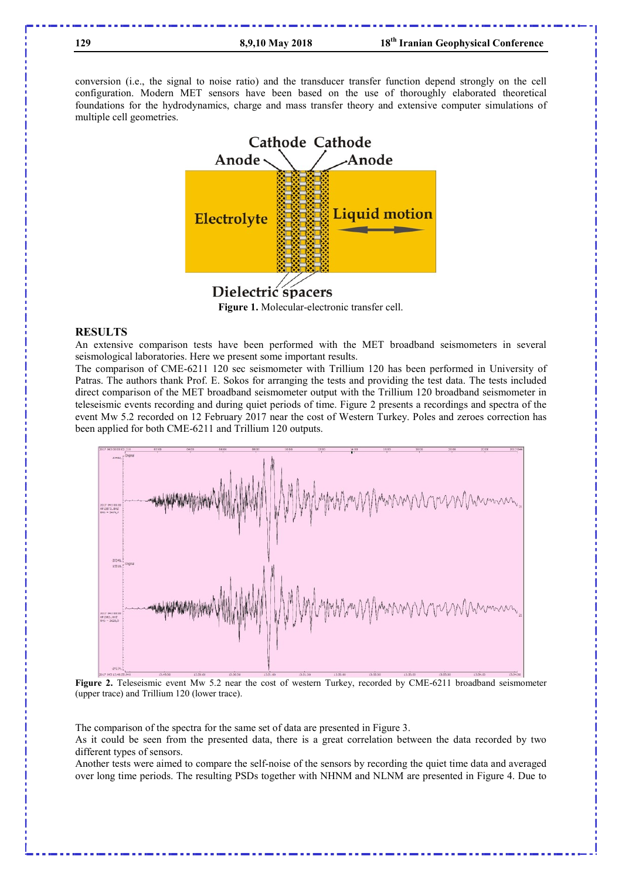conversion (i.e., the signal to noise ratio) and the transducer transfer function depend strongly on the cell configuration. Modern MET sensors have been based on the use of thoroughly elaborated theoretical foundations for the hydrodynamics, charge and mass transfer theory and extensive computer simulations of multiple cell geometries.

**Figure 1.** Molecular-electronic transfer cell.

## RESULTS

An extensive comparison tests have been performed with the MET broadband seismometers in several seismological laboratories. Here we present some important results.

The comparison of CME-6211 120 sec seismometer with Trillium 120 has been performed in University of Patras. The authors thank Prof. E. Sokos for arranging the tests and providing the test data. The tests included direct comparison of the MET broadband seismometer output with the Trillium 120 broadband seismometer in teleseismic events recording and during quiet periods of time. Figure 2 presents a recordings and spectra of the event Mw 5.2 recorded on 12 February 2017 near the cost of Western Turkey. Poles and zeroes correction has been applied for both CME-6211 and Trillium 120 outputs.

**Figure 2.** Teleseismic event Mw 5.2 near the cost of western Turkey, recorded by CME-6211 broadband seismometer (upper trace) and Trillium 120 (lower trace).

The comparison of the spectra for the same set of data are presented in Figure 3.

As it could be seen from the presented data, there is a great correlation between the data recorded by two different types of sensors.

Another tests were aimed to compare the self-noise of the sensors by recording the quiet time data and averaged over long time periods. The resulting PSDs together with NHNM and NLNM are presented in Figure 4. Due to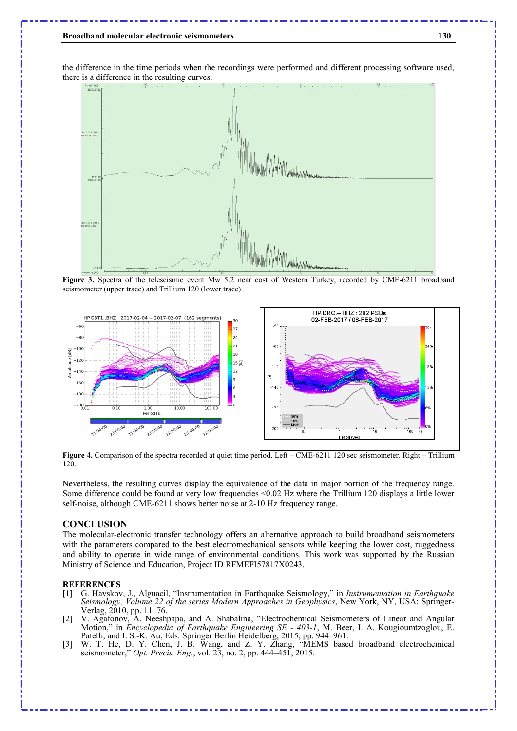the difference in the time periods when the recordings were performed and different processing software used, there is a difference in the resulting curves.

Figure 3. Spectra of the teleseismic event Mw 5.2 near cost of Western Turkey, recorded by CME-6211 broadband seismometer (upper trace) and Trillium 120 (lower trace).

Figure 4. Comparison of the spectra recorded at quiet time period. Left – CME-6211 120 sec seismometer. Right – Trillium 120.

Nevertheless, the resulting curves display the equivalence of the data in major portion of the frequency range. Some difference could be found at very low frequencies <0.02 Hz where the Trillium 120 displays a little lower self-noise, although CME-6211 shows better noise at 2-10 Hz frequency range.

## CONCLUSION

The molecular-electronic transfer technology offers an alternative approach to build broadband seismometers with the parameters compared to the best electromechanical sensors while keeping the lower cost, ruggedness and ability to operate in wide range of environmental conditions. This work was supported by the Russian Ministry of Science and Education, Project ID RFMEFI57817X0243.

## REFERENCES

[1] G. Havskov, J., Alguacil, "Instrumentation in Earthquake Seismology," in *Instrumentation in Earthquake Seismology, Volume 22 of the series Modern Approaches in Geophysics*, New York, NY, USA: Springer-Verlag, 2010, pp. 11–76.

[2] V. Agafonov, A. Neeshpapa, and A. Shabalina, "Electrochemical Seismometers of Linear and Angular Motion," in *Encyclopedia of Earthquake Engineering SE - 403-1*, M. Beer, I. A. Kougioumtzoglou, E. Patelli, and I. S.-K. Au, Eds. Springer Berlin Heidelberg, 2015, pp. 944–961.

[3] W. T. He, D. Y. Chen, J. B. Wang, and Z. Y. Zhang, "MEMS based broadband electrochemical seismometer," *Opt. Precis. Eng.*, vol. 23, no. 2, pp. 444–451, 2015.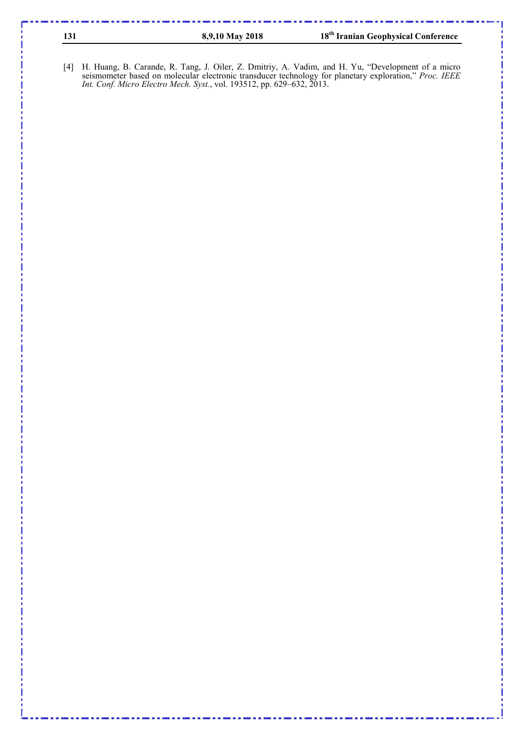[4] H. Huang, B. Carande, R. Tang, J. Oiler, Z. Dmitriy, A. Vadim, and H. Yu, "Development of a micro seismometer based on molecular electronic transducer technology for planetary exploration," *Proc. IEEE Int. Conf. Micro Electro Mech. Syst.*, vol. 193512, pp. 629–632, 2013.